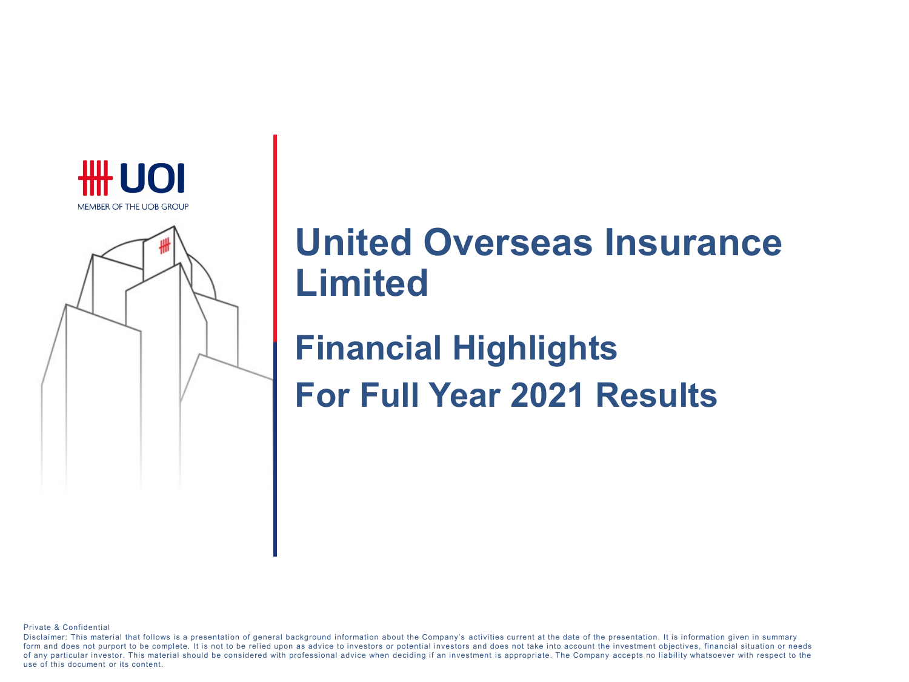UOI

MEMBER OF THE UOB GROUP

# United Overseas Insurance Limited

## Financial Highlights
## For Full Year 2021 Results

Private & Confidential

Disclaimer: This material that follows is a presentation of general background information about the Company's activities current at the date of the presentation. It is information given in summary form and does not purport to be complete. It is not to be relied upon as advice to investors or potential investors and does not take into account the investment objectives, financial situation or needs of any particular investor. This material should be considered with professional advice when deciding if an investment is appropriate. The Company accepts no liability whatsoever with respect to the use of this document or its content.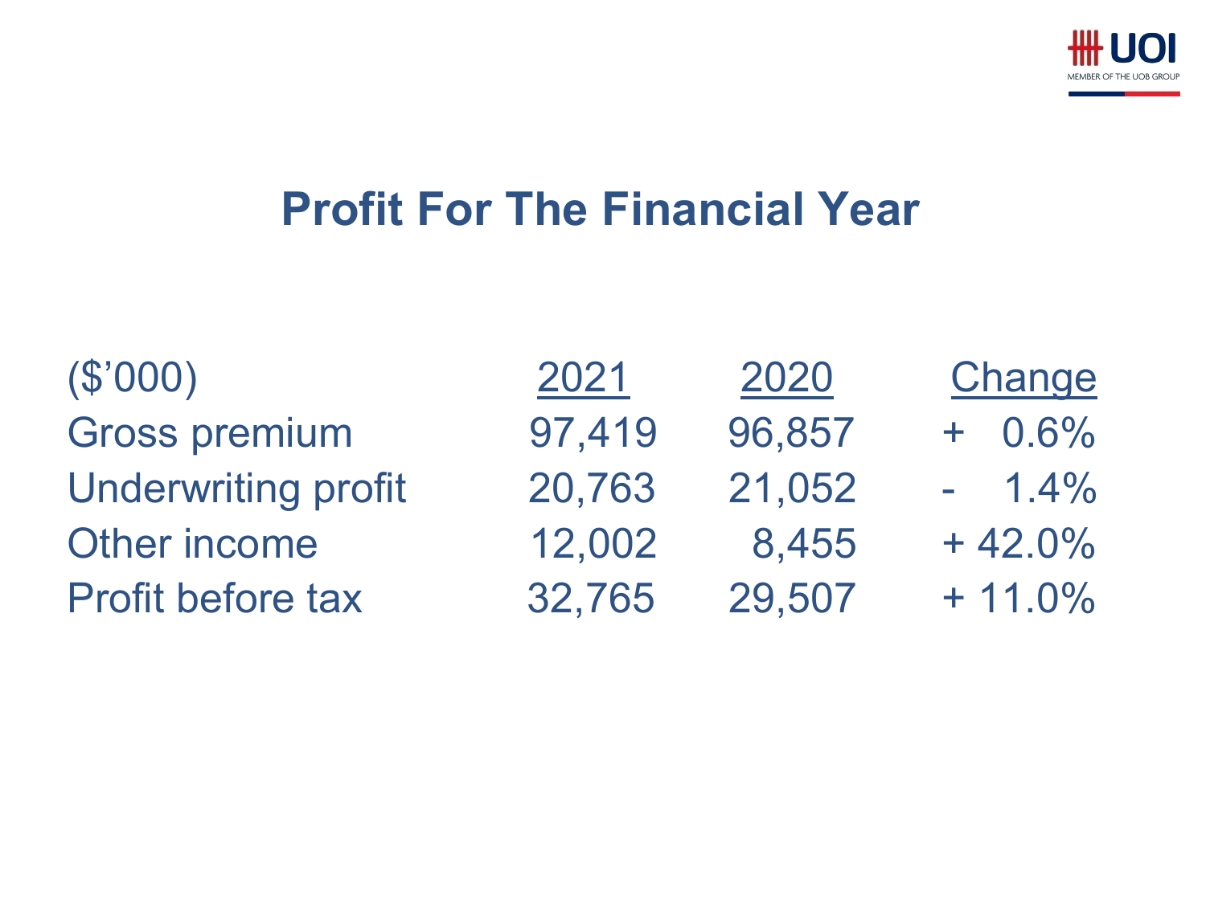# Profit For The Financial Year

| ($'000) | 2021 | 2020 | Change |
|---|---|---|---|
| Gross premium | 97,419 | 96,857 | + 0.6% |
| Underwriting profit | 20,763 | 21,052 | - 1.4% |
| Other income | 12,002 | 8,455 | + 42.0% |
| Profit before tax | 32,765 | 29,507 | + 11.0% |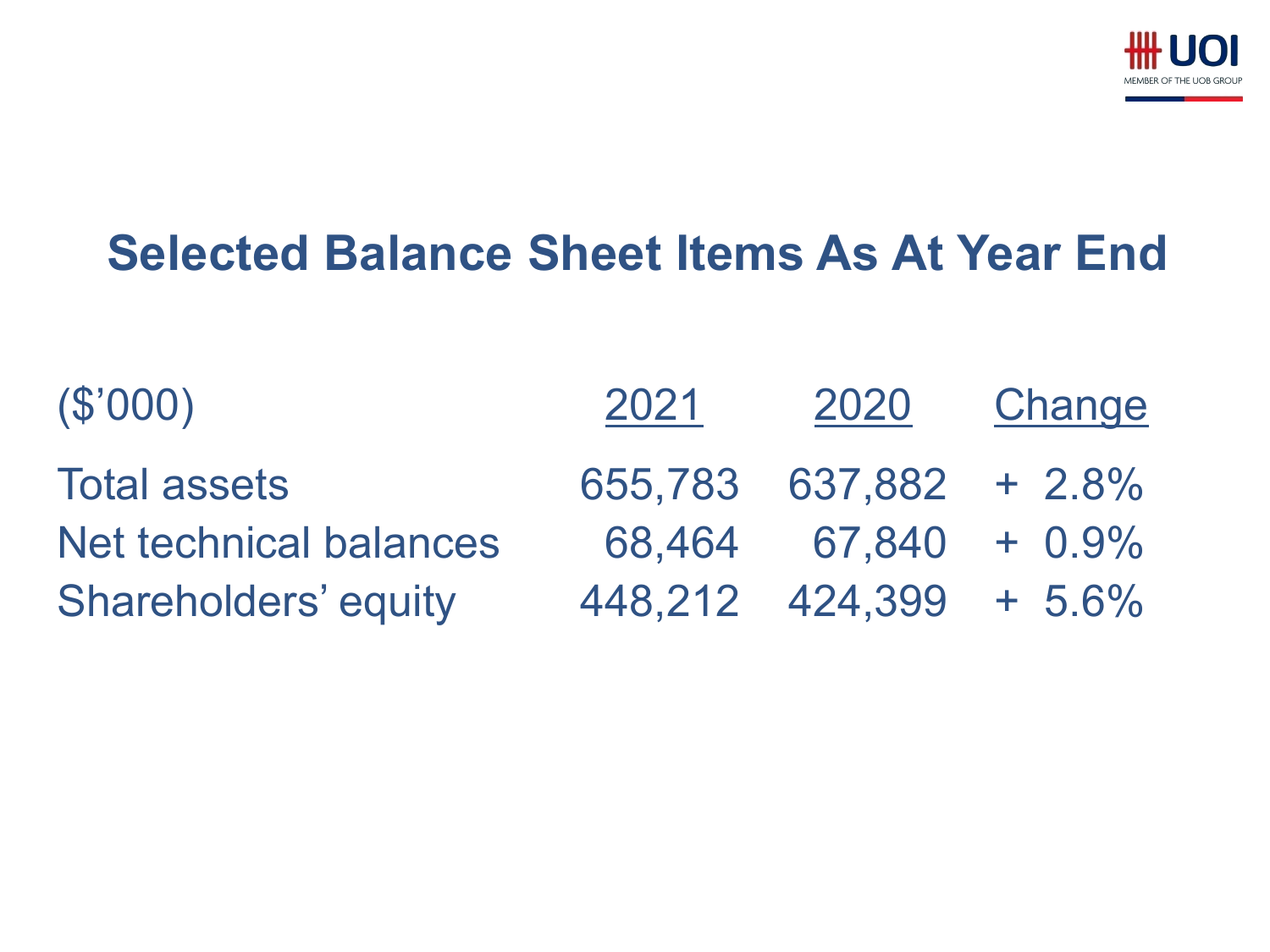# Selected Balance Sheet Items As At Year End

| ($'000) | 2021 | 2020 | Change |
|---|---|---|---|
| Total assets | 655,783 | 637,882 | + 2.8% |
| Net technical balances | 68,464 | 67,840 | + 0.9% |
| Shareholders' equity | 448,212 | 424,399 | + 5.6% |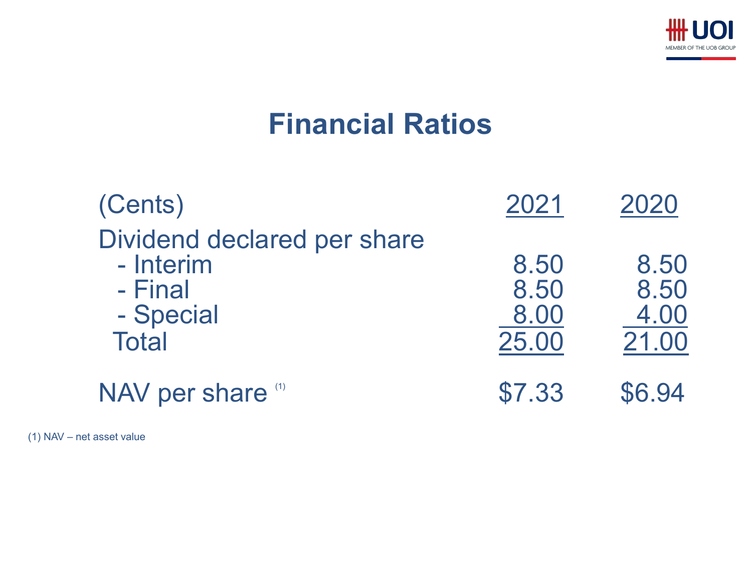# Financial Ratios

| (Cents) | 2021 | 2020 |
|---|---|---|
| Dividend declared per share | | |
| - Interim | 8.50 | 8.50 |
| - Final | 8.50 | 8.50 |
| - Special | 8.00 | 4.00 |
| Total | 25.00 | 21.00 |
| NAV per share [(1)] | $7.33 | $6.94 |

(1) NAV – net asset value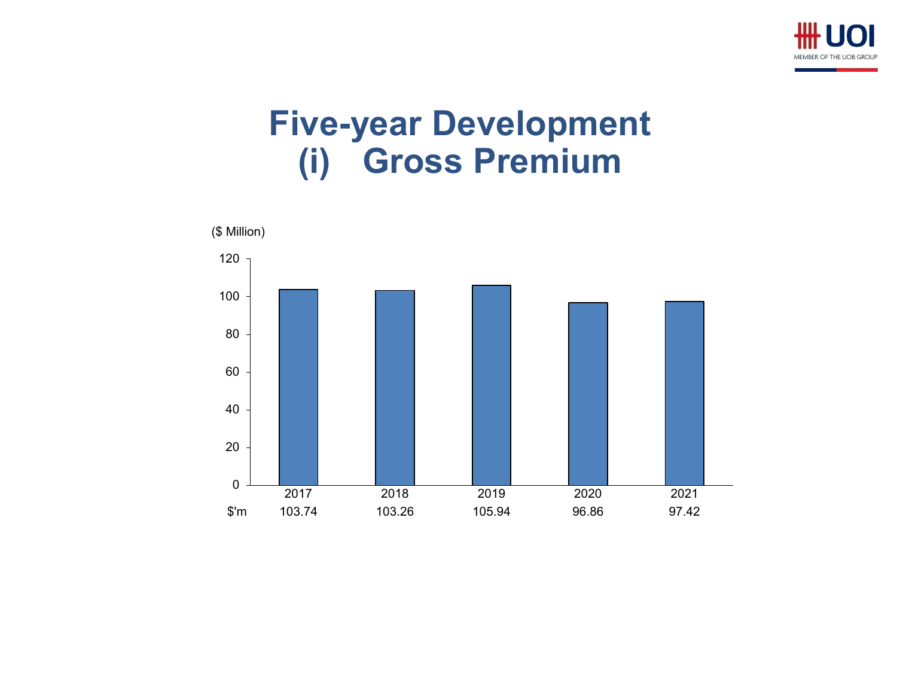# Five-year Development
# (i) Gross Premium

($ Million)

| | 2017 | 2018 | 2019 | 2020 | 2021 |
|---|---|---|---|---|---|
| $'m | 103.74 | 103.26 | 105.94 | 96.86 | 97.42 |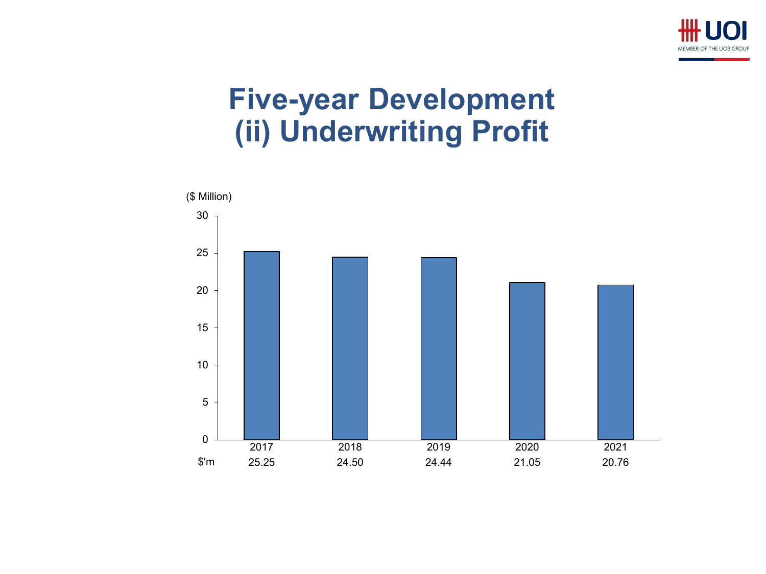# Five-year Development
# (ii) Underwriting Profit

($ Million)

| | 2017 | 2018 | 2019 | 2020 | 2021 |
|---|---|---|---|---|---|
| $'m | 25.25 | 24.50 | 24.44 | 21.05 | 20.76 |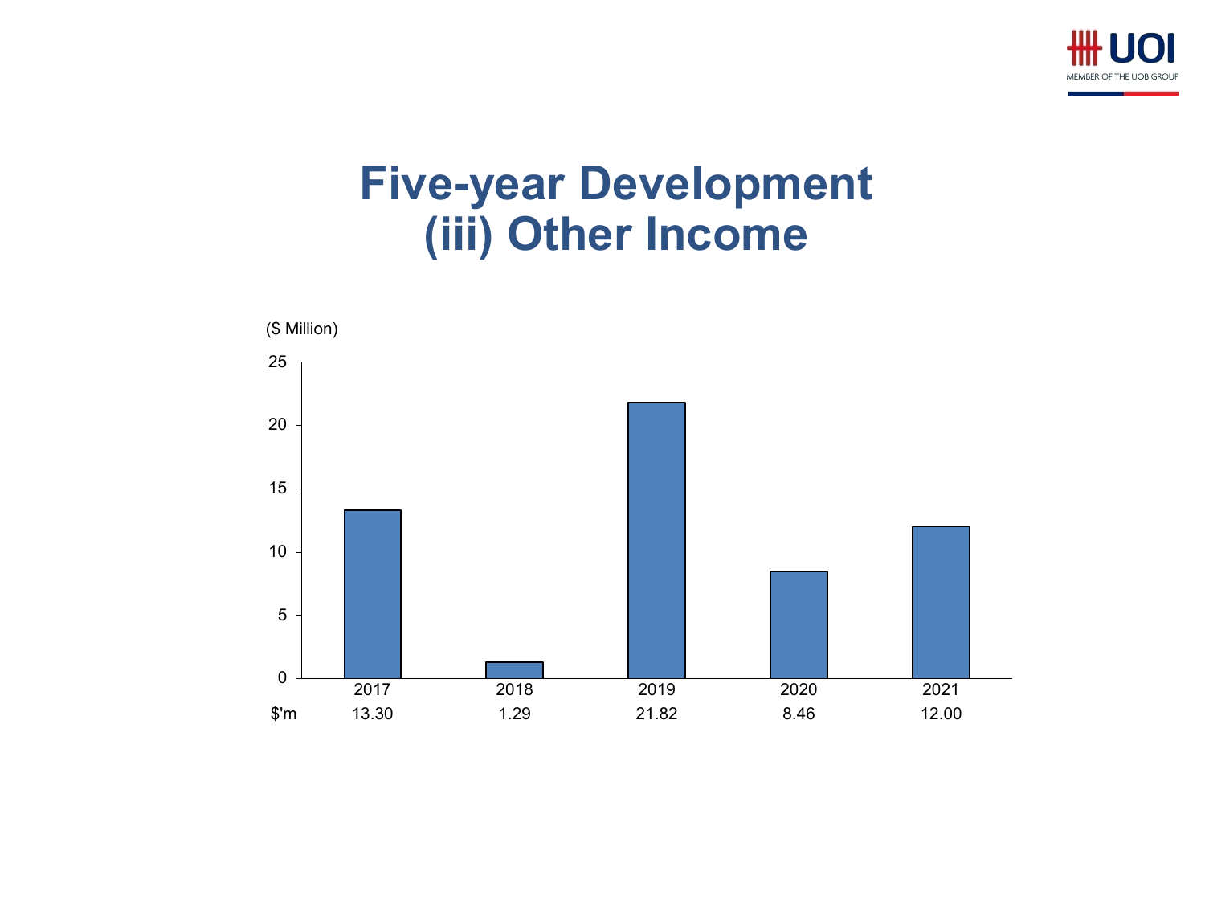# Five-year Development
# (iii) Other Income

($ Million)

| | 2017 | 2018 | 2019 | 2020 | 2021 |
|---|---|---|---|---|---|
| $'m | 13.30 | 1.29 | 21.82 | 8.46 | 12.00 |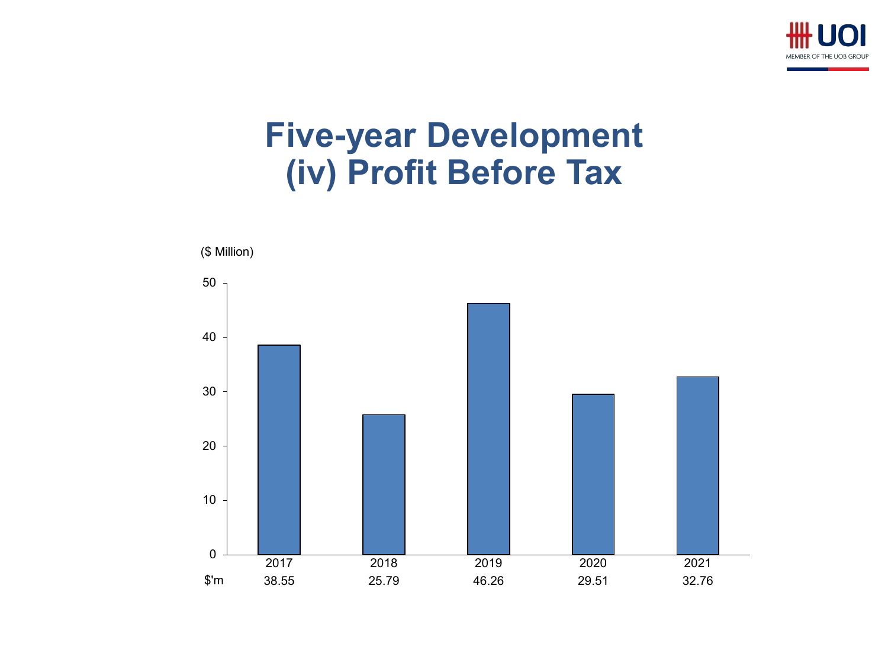# Five-year Development
# (iv) Profit Before Tax

($ Million)

| | 2017 | 2018 | 2019 | 2020 | 2021 |
|---|---|---|---|---|---|
| $'m | 38.55 | 25.79 | 46.26 | 29.51 | 32.76 |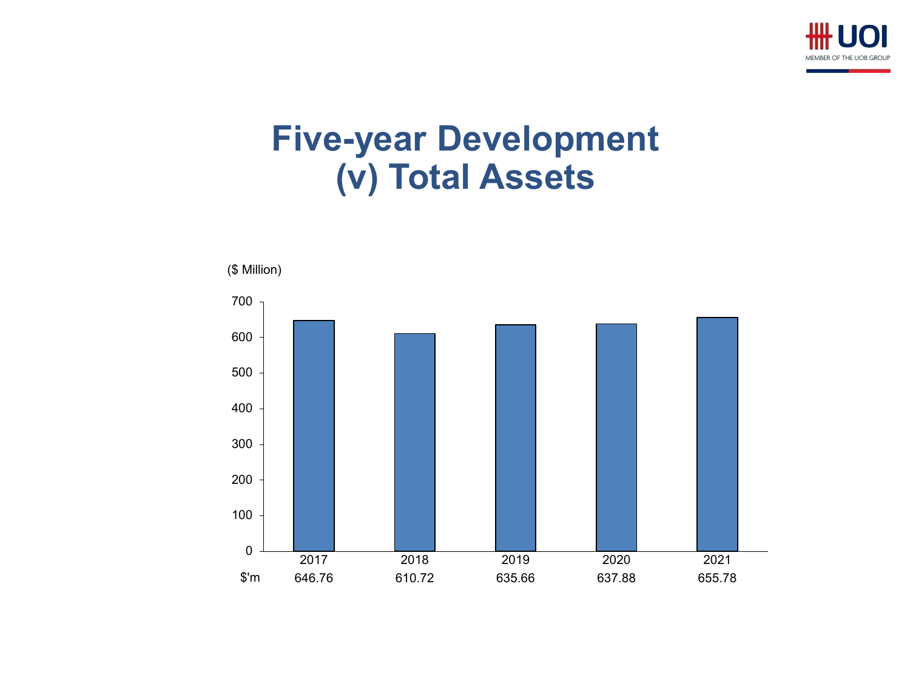# Five-year Development
# (v) Total Assets

($ Million)

| | 2017 | 2018 | 2019 | 2020 | 2021 |
|---|---|---|---|---|---|
| $'m | 646.76 | 610.72 | 635.66 | 637.88 | 655.78 |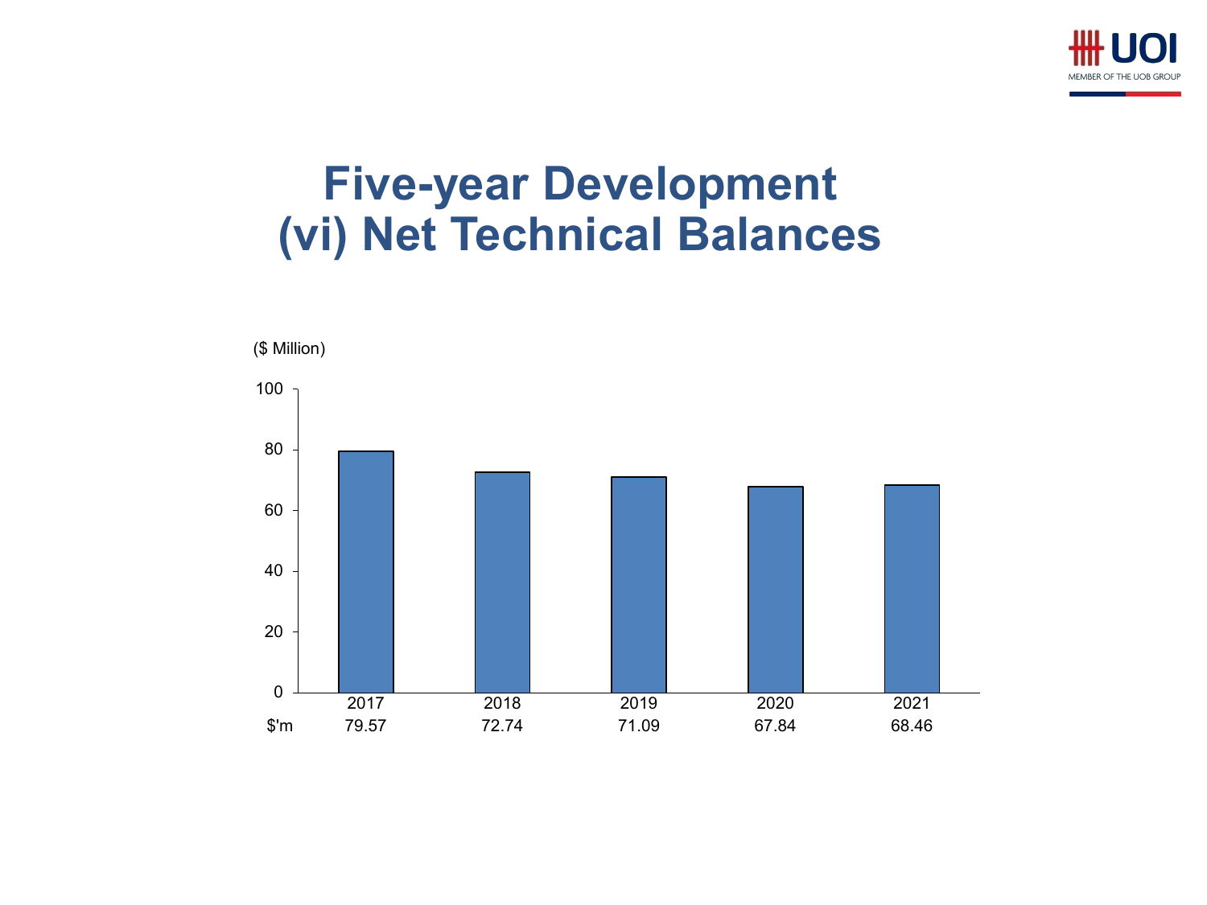# Five-year Development
# (vi) Net Technical Balances

($ Million)

| | 2017 | 2018 | 2019 | 2020 | 2021 |
|---|---|---|---|---|---|
| $'m | 79.57 | 72.74 | 71.09 | 67.84 | 68.46 |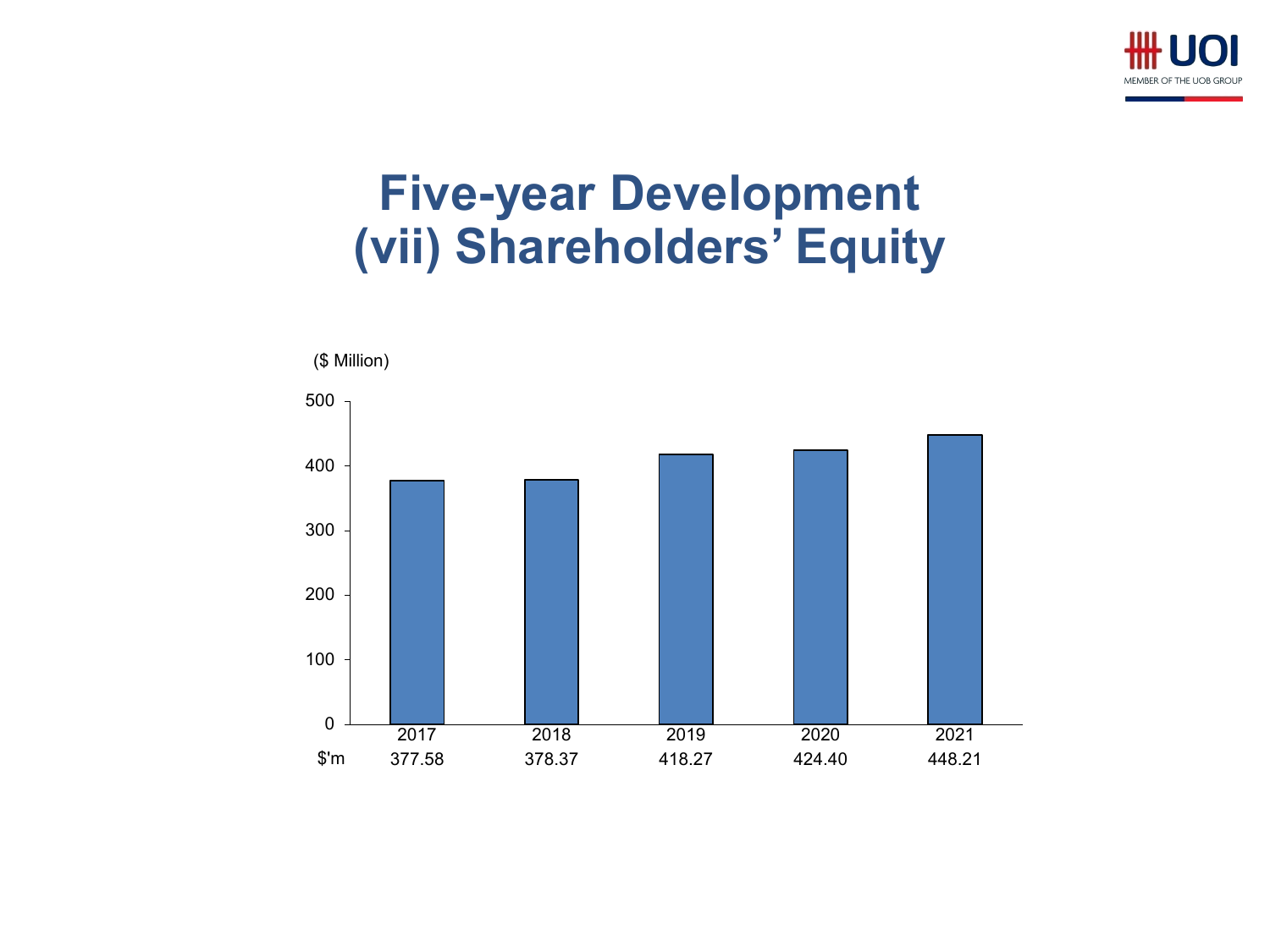# Five-year Development
# (vii) Shareholders' Equity

($ Million)

| | 2017 | 2018 | 2019 | 2020 | 2021 |
|---|---|---|---|---|---|
| $'m | 377.58 | 378.37 | 418.27 | 424.40 | 448.21 |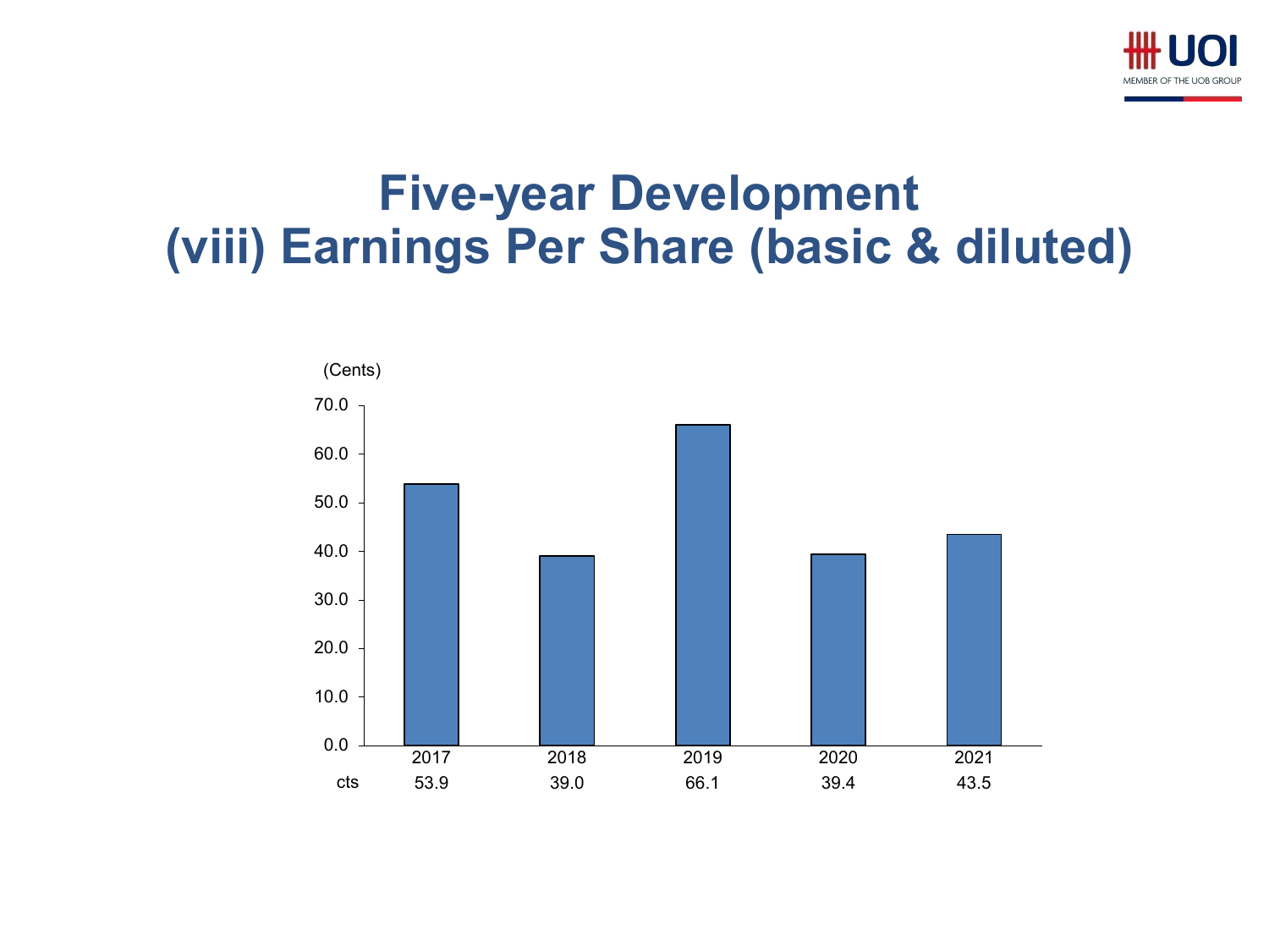# Five-year Development
## (viii) Earnings Per Share (basic & diluted)

(Cents)

| | 2017 | 2018 | 2019 | 2020 | 2021 |
|---|---|---|---|---|---|
| cts | 53.9 | 39.0 | 66.1 | 39.4 | 43.5 |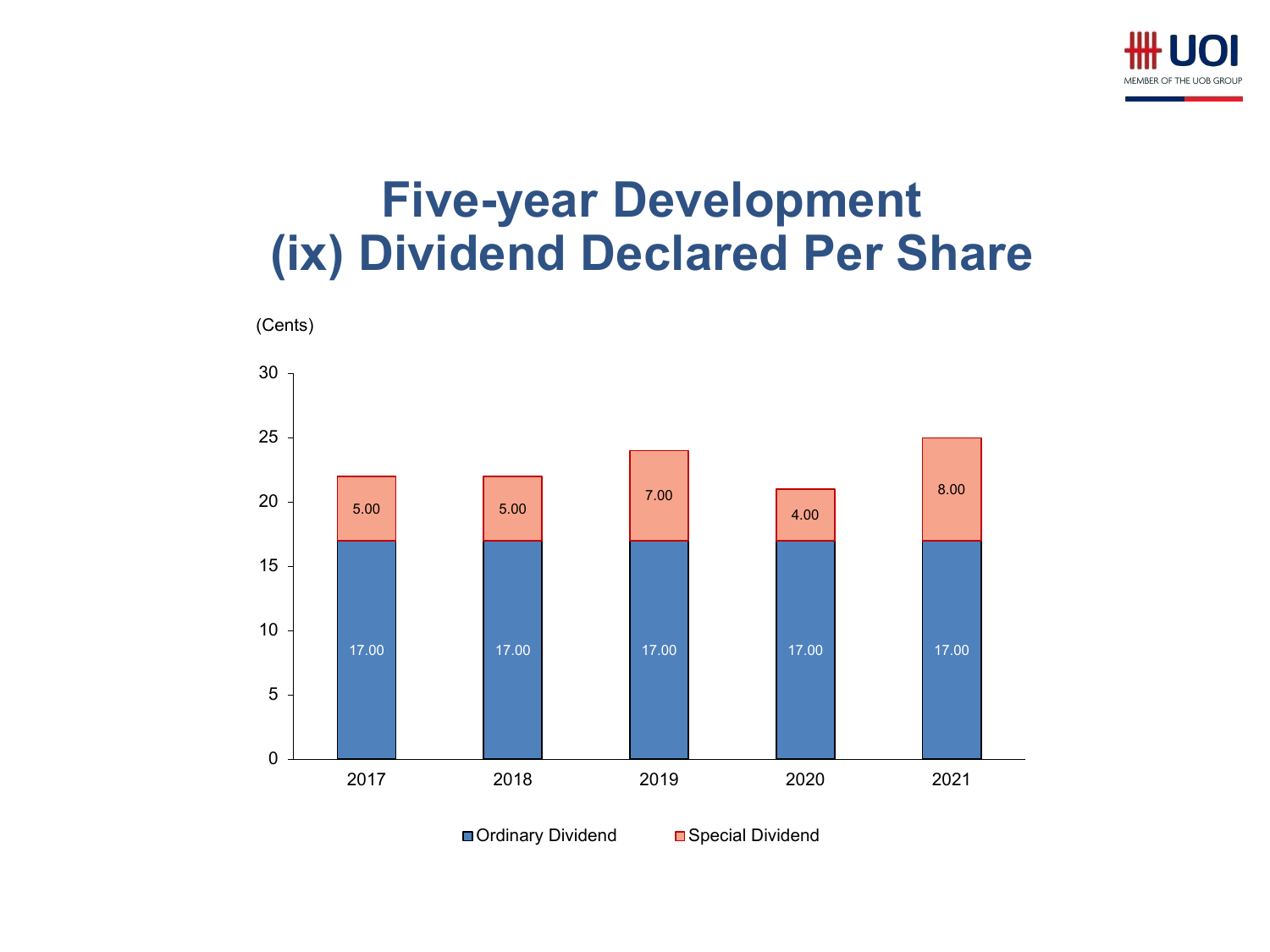# Five-year Development
# (ix) Dividend Declared Per Share

(Cents)

| Year | Ordinary Dividend | Special Dividend |
| --- | --- | --- |
| 2017 | 17.00 | 5.00 |
| 2018 | 17.00 | 5.00 |
| 2019 | 17.00 | 7.00 |
| 2020 | 17.00 | 4.00 |
| 2021 | 17.00 | 8.00 |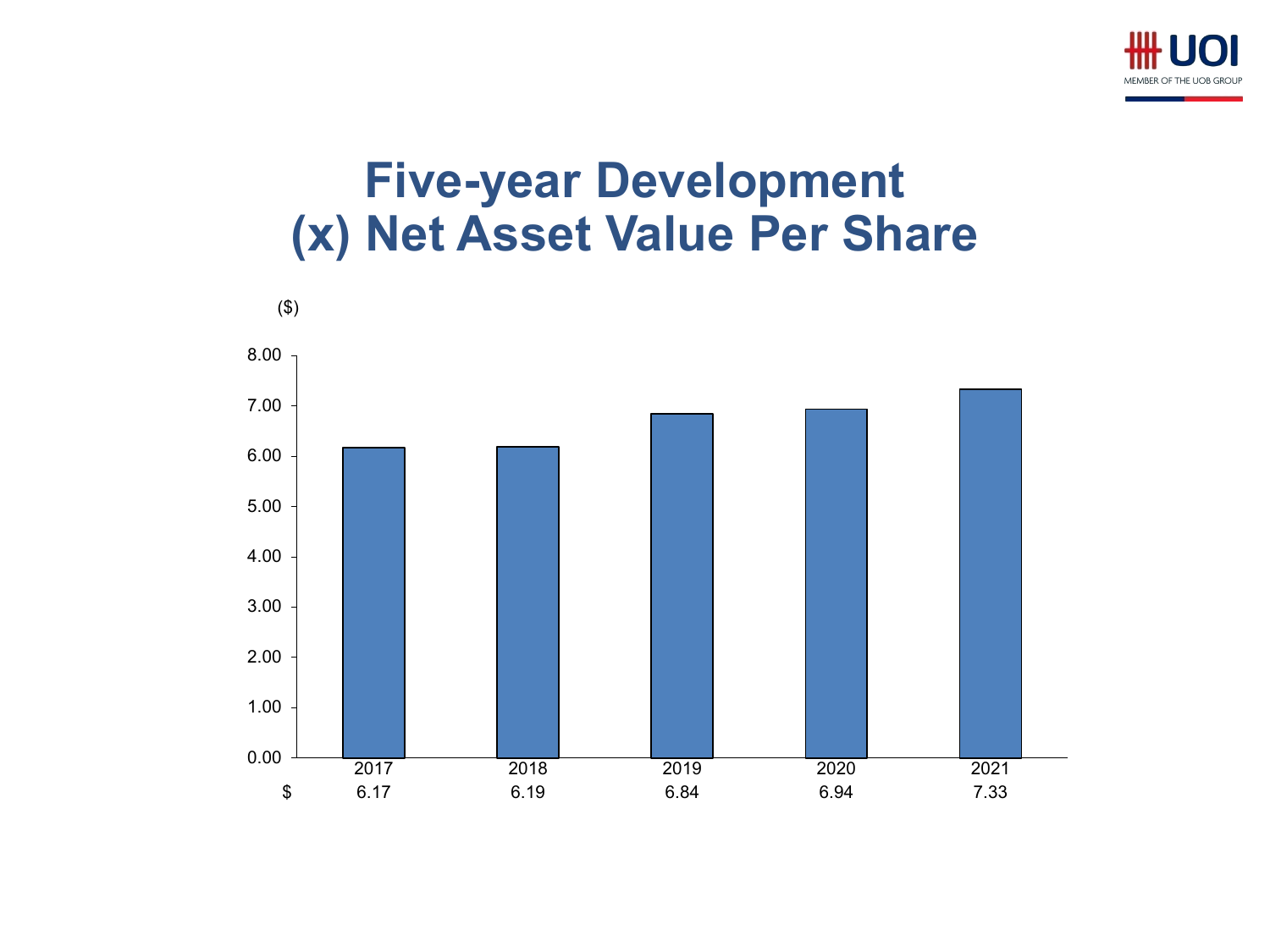# Five-year Development
# (x) Net Asset Value Per Share

($)

8.00
7.00
6.00
5.00
4.00
3.00
2.00
1.00
0.00

2017 2018 2019 2020 2021

$ 6.17 6.19 6.84 6.94 7.33